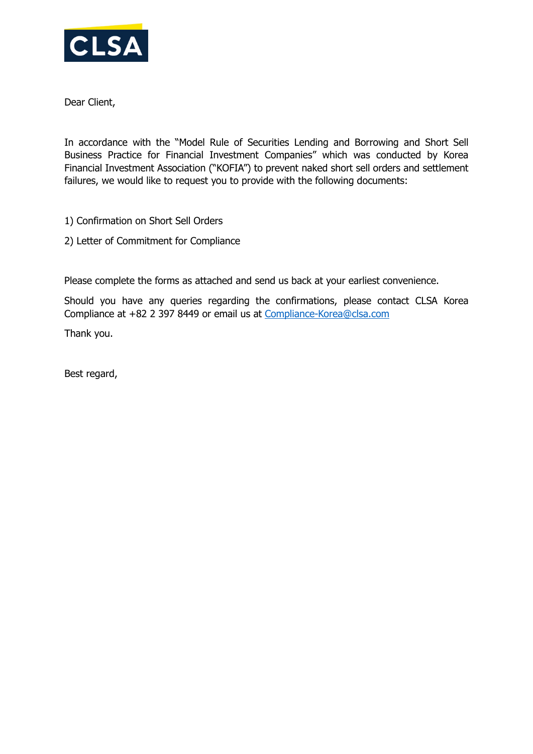Dear Client,

In accordance with the "Model Rule of Securities Lending and Borrowing and Short Sell Business Practice for Financial Investment Companies" which was conducted by Korea Financial Investment Association ("KOFIA") to prevent naked short sell orders and settlement failures, we would like to request you to provide with the following documents:

1) Confirmation on Short Sell Orders

2) Letter of Commitment for Compliance

Please complete the forms as attached and send us back at your earliest convenience.

Should you have any queries regarding the confirmations, please contact CLSA Korea Compliance at +82 2 397 8449 or email us at Compliance-Korea@clsa.com

Thank you.

Best regard,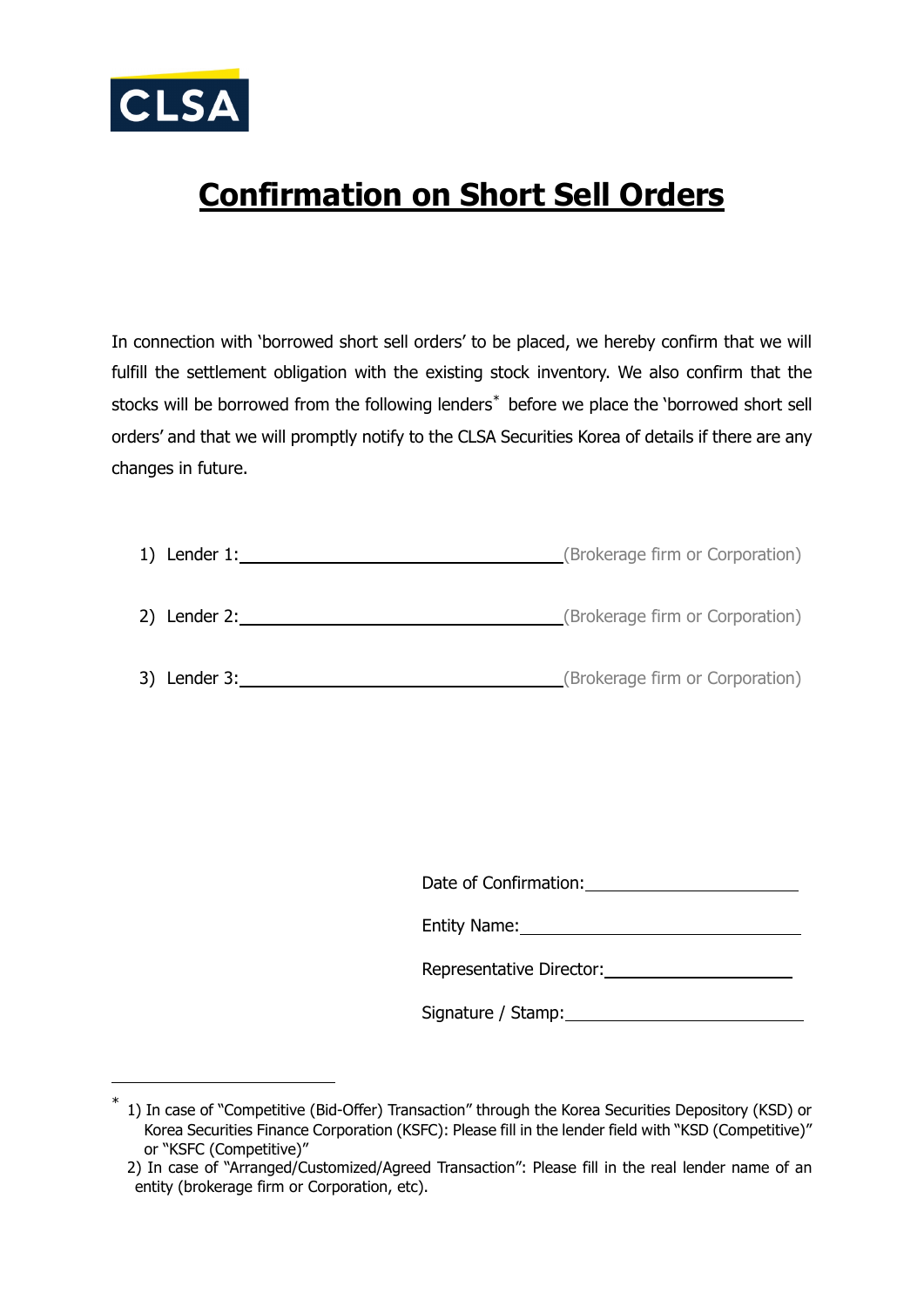CLSA

# Confirmation on Short Sell Orders

In connection with 'borrowed short sell orders' to be placed, we hereby confirm that we will fulfill the settlement obligation with the existing stock inventory. We also confirm that the stocks will be borrowed from the following lenders* before we place the 'borrowed short sell orders' and that we will promptly notify to the CLSA Securities Korea of details if there are any changes in future.

1) Lender 1:\_\_\_\_\_\_\_\_\_\_\_\_\_\_\_\_\_\_\_\_\_\_\_\_\_\_\_\_\_\_(Brokerage firm or Corporation)

2) Lender 2:\_\_\_\_\_\_\_\_\_\_\_\_\_\_\_\_\_\_\_\_\_\_\_\_\_\_\_\_\_\_(Brokerage firm or Corporation)

3) Lender 3:\_\_\_\_\_\_\_\_\_\_\_\_\_\_\_\_\_\_\_\_\_\_\_\_\_\_\_\_\_\_(Brokerage firm or Corporation)

Date of Confirmation:\_\_\_\_\_\_\_\_\_\_\_\_\_\_\_\_\_\_\_\_

Entity Name:\_\_\_\_\_\_\_\_\_\_\_\_\_\_\_\_\_\_\_\_\_\_\_\_\_\_

Representative Director:\_\_\_\_\_\_\_\_\_\_\_\_\_\_\_\_\_\_

Signature / Stamp:\_\_\_\_\_\_\_\_\_\_\_\_\_\_\_\_\_\_\_\_\_\_

---

* 1) In case of "Competitive (Bid-Offer) Transaction" through the Korea Securities Depository (KSD) or Korea Securities Finance Corporation (KSFC): Please fill in the lender field with "KSD (Competitive)" or "KSFC (Competitive)"
  2) In case of "Arranged/Customized/Agreed Transaction": Please fill in the real lender name of an entity (brokerage firm or Corporation, etc).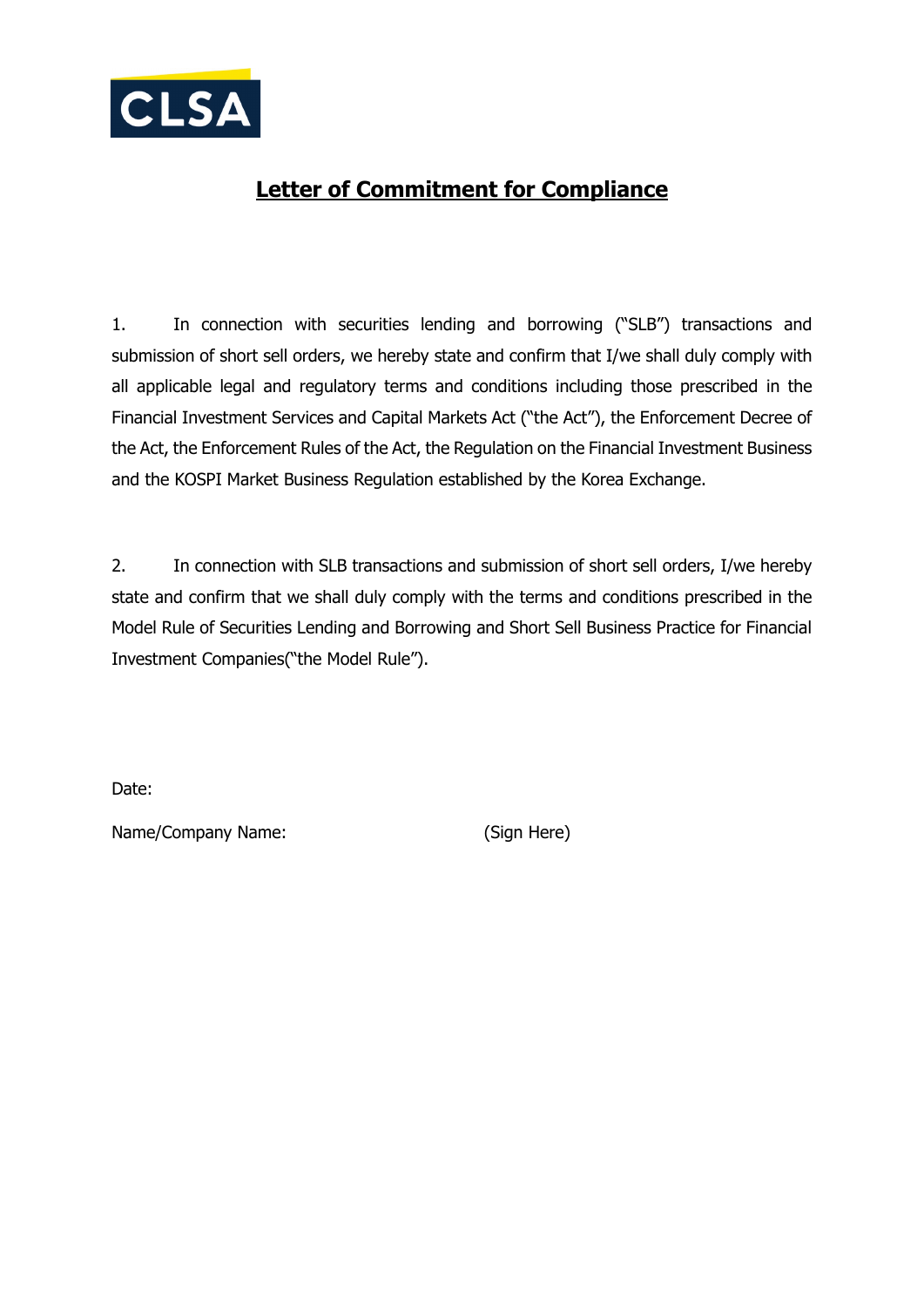CLSA

# Letter of Commitment for Compliance

1. In connection with securities lending and borrowing ("SLB") transactions and submission of short sell orders, we hereby state and confirm that I/we shall duly comply with all applicable legal and regulatory terms and conditions including those prescribed in the Financial Investment Services and Capital Markets Act ("the Act"), the Enforcement Decree of the Act, the Enforcement Rules of the Act, the Regulation on the Financial Investment Business and the KOSPI Market Business Regulation established by the Korea Exchange.

2. In connection with SLB transactions and submission of short sell orders, I/we hereby state and confirm that we shall duly comply with the terms and conditions prescribed in the Model Rule of Securities Lending and Borrowing and Short Sell Business Practice for Financial Investment Companies("the Model Rule").

Date:

Name/Company Name: (Sign Here)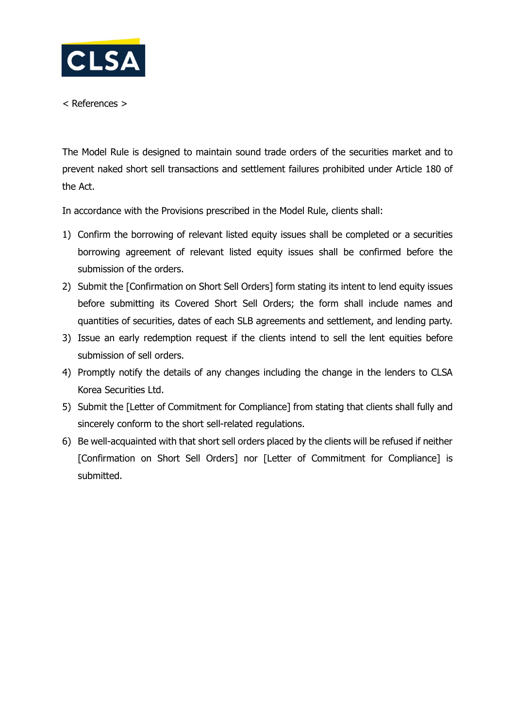< References >

The Model Rule is designed to maintain sound trade orders of the securities market and to prevent naked short sell transactions and settlement failures prohibited under Article 180 of the Act.

In accordance with the Provisions prescribed in the Model Rule, clients shall:

1) Confirm the borrowing of relevant listed equity issues shall be completed or a securities borrowing agreement of relevant listed equity issues shall be confirmed before the submission of the orders.
2) Submit the [Confirmation on Short Sell Orders] form stating its intent to lend equity issues before submitting its Covered Short Sell Orders; the form shall include names and quantities of securities, dates of each SLB agreements and settlement, and lending party.
3) Issue an early redemption request if the clients intend to sell the lent equities before submission of sell orders.
4) Promptly notify the details of any changes including the change in the lenders to CLSA Korea Securities Ltd.
5) Submit the [Letter of Commitment for Compliance] from stating that clients shall fully and sincerely conform to the short sell-related regulations.
6) Be well-acquainted with that short sell orders placed by the clients will be refused if neither [Confirmation on Short Sell Orders] nor [Letter of Commitment for Compliance] is submitted.